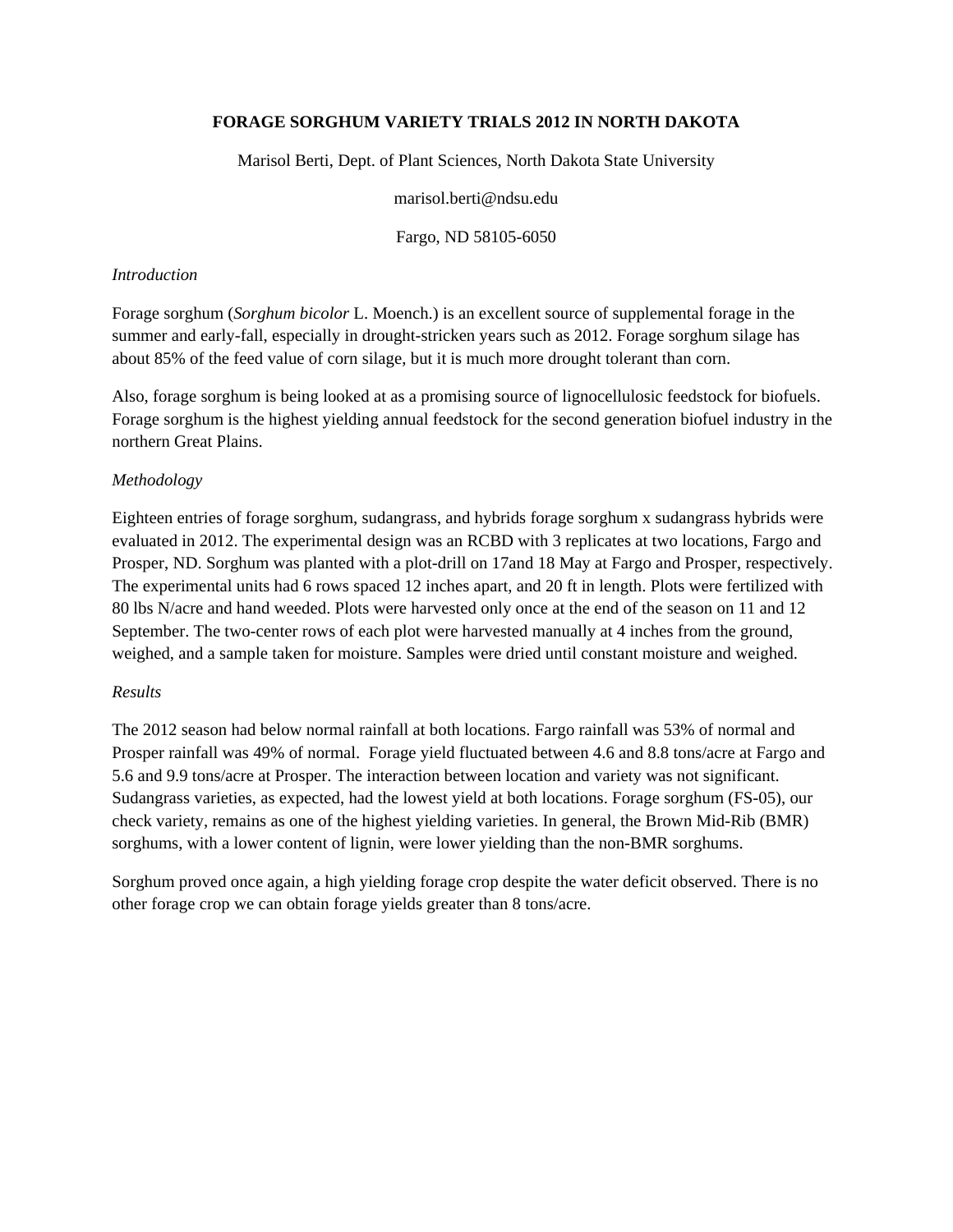# FORAGE SORGHUM VARIETY TRIALS 2012 IN NORTH DAKOTA

Marisol Berti, Dept. of Plant Sciences, North Dakota State University

marisol.berti@ndsu.edu

Fargo, ND 58105-6050

*Introduction*

Forage sorghum (*Sorghum bicolor* L. Moench.) is an excellent source of supplemental forage in the summer and early-fall, especially in drought-stricken years such as 2012. Forage sorghum silage has about 85% of the feed value of corn silage, but it is much more drought tolerant than corn.

Also, forage sorghum is being looked at as a promising source of lignocellulosic feedstock for biofuels. Forage sorghum is the highest yielding annual feedstock for the second generation biofuel industry in the northern Great Plains.

*Methodology*

Eighteen entries of forage sorghum, sudangrass, and hybrids forage sorghum x sudangrass hybrids were evaluated in 2012. The experimental design was an RCBD with 3 replicates at two locations, Fargo and Prosper, ND. Sorghum was planted with a plot-drill on 17and 18 May at Fargo and Prosper, respectively. The experimental units had 6 rows spaced 12 inches apart, and 20 ft in length. Plots were fertilized with 80 lbs N/acre and hand weeded. Plots were harvested only once at the end of the season on 11 and 12 September. The two-center rows of each plot were harvested manually at 4 inches from the ground, weighed, and a sample taken for moisture. Samples were dried until constant moisture and weighed.

*Results*

The 2012 season had below normal rainfall at both locations. Fargo rainfall was 53% of normal and Prosper rainfall was 49% of normal. Forage yield fluctuated between 4.6 and 8.8 tons/acre at Fargo and 5.6 and 9.9 tons/acre at Prosper. The interaction between location and variety was not significant. Sudangrass varieties, as expected, had the lowest yield at both locations. Forage sorghum (FS-05), our check variety, remains as one of the highest yielding varieties. In general, the Brown Mid-Rib (BMR) sorghums, with a lower content of lignin, were lower yielding than the non-BMR sorghums.

Sorghum proved once again, a high yielding forage crop despite the water deficit observed. There is no other forage crop we can obtain forage yields greater than 8 tons/acre.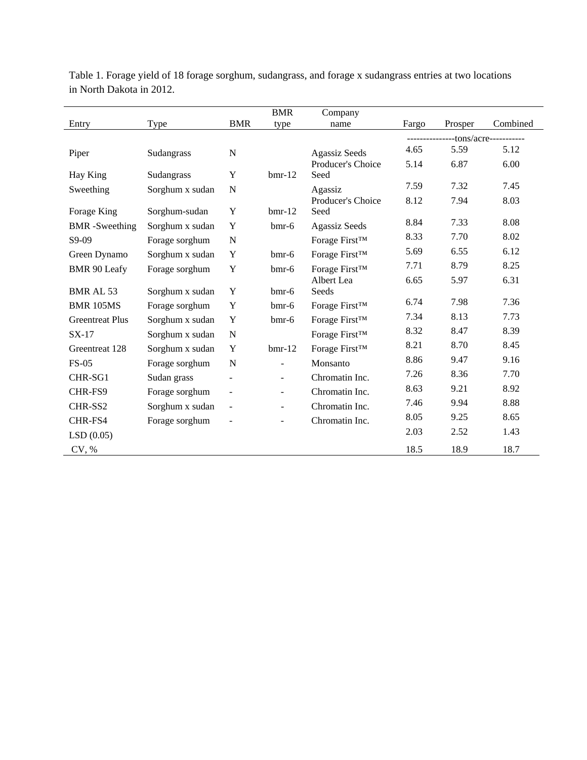Table 1. Forage yield of 18 forage sorghum, sudangrass, and forage x sudangrass entries at two locations in North Dakota in 2012.

| Entry | Type | BMR | BMR type | Company name | Fargo | Prosper | Combined |
|---|---|---|---|---|---|---|---|
| | | | | | ---------------tons/acre----------- | | |
| Piper | Sudangrass | N | | Agassiz Seeds | 4.65 | 5.59 | 5.12 |
| Hay King | Sudangrass | Y | bmr-12 | Producer's Choice Seed | 5.14 | 6.87 | 6.00 |
| Sweething | Sorghum x sudan | N | | Agassiz | 7.59 | 7.32 | 7.45 |
| Forage King | Sorghum-sudan | Y | bmr-12 | Producer's Choice Seed | 8.12 | 7.94 | 8.03 |
| BMR -Sweething | Sorghum x sudan | Y | bmr-6 | Agassiz Seeds | 8.84 | 7.33 | 8.08 |
| S9-09 | Forage sorghum | N | | Forage First™ | 8.33 | 7.70 | 8.02 |
| Green Dynamo | Sorghum x sudan | Y | bmr-6 | Forage First™ | 5.69 | 6.55 | 6.12 |
| BMR 90 Leafy | Forage sorghum | Y | bmr-6 | Forage First™ | 7.71 | 8.79 | 8.25 |
| BMR AL 53 | Sorghum x sudan | Y | bmr-6 | Albert Lea Seeds | 6.65 | 5.97 | 6.31 |
| BMR 105MS | Forage sorghum | Y | bmr-6 | Forage First™ | 6.74 | 7.98 | 7.36 |
| Greentreat Plus | Sorghum x sudan | Y | bmr-6 | Forage First™ | 7.34 | 8.13 | 7.73 |
| SX-17 | Sorghum x sudan | N | | Forage First™ | 8.32 | 8.47 | 8.39 |
| Greentreat 128 | Sorghum x sudan | Y | bmr-12 | Forage First™ | 8.21 | 8.70 | 8.45 |
| FS-05 | Forage sorghum | N | - | Monsanto | 8.86 | 9.47 | 9.16 |
| CHR-SG1 | Sudan grass | - | - | Chromatin Inc. | 7.26 | 8.36 | 7.70 |
| CHR-FS9 | Forage sorghum | - | - | Chromatin Inc. | 8.63 | 9.21 | 8.92 |
| CHR-SS2 | Sorghum x sudan | - | - | Chromatin Inc. | 7.46 | 9.94 | 8.88 |
| CHR-FS4 | Forage sorghum | - | - | Chromatin Inc. | 8.05 | 9.25 | 8.65 |
| LSD (0.05) | | | | | 2.03 | 2.52 | 1.43 |
| CV, % | | | | | 18.5 | 18.9 | 18.7 |